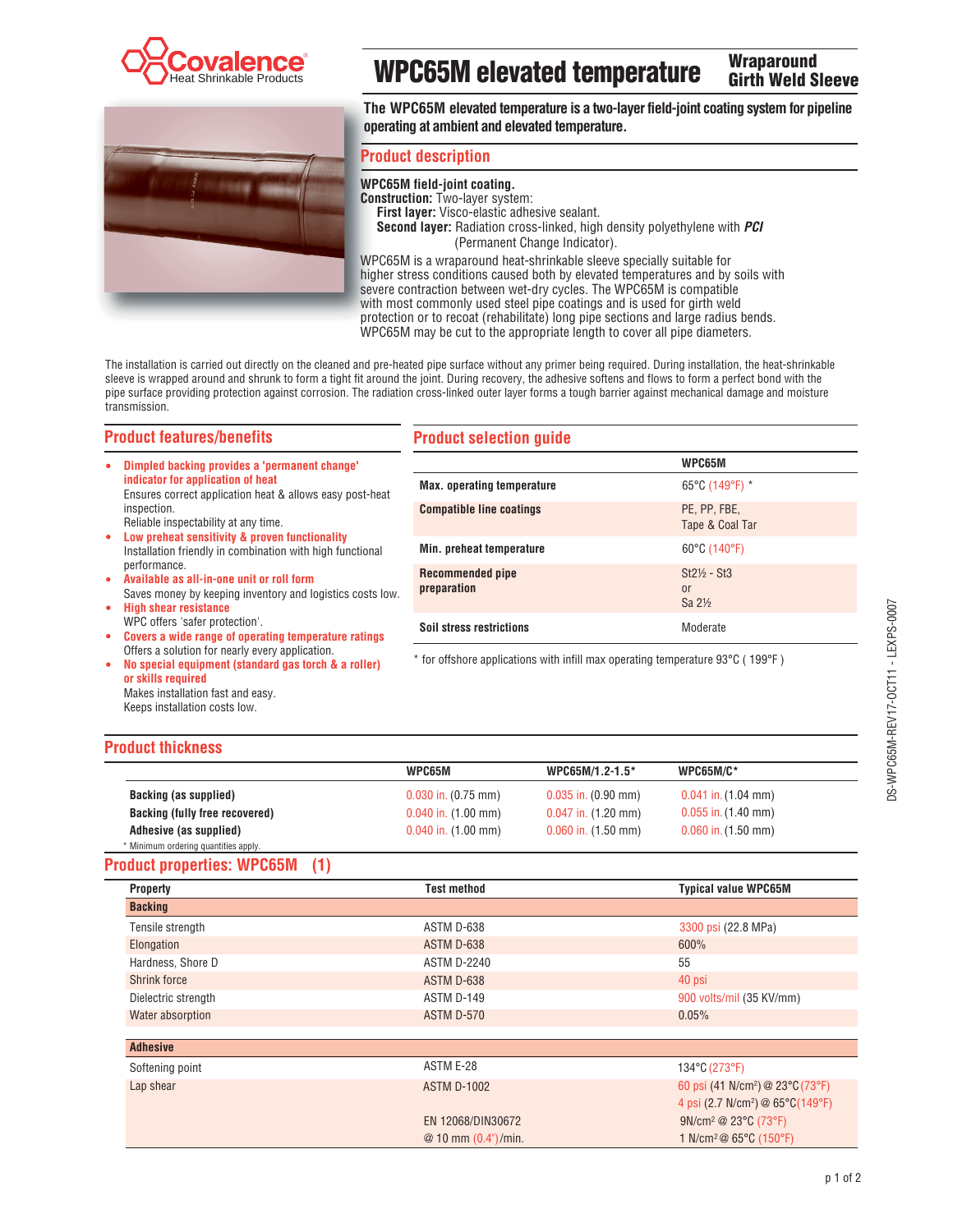# WPC65M elevated temperature

**Wraparound Girth Weld Sleeve**

Covalence® Heat Shrinkable Products

**The WPC65M elevated temperature is a two-layer field-joint coating system for pipeline operating at ambient and elevated temperature.**

## Product description

**WPC65M field-joint coating.**
**Construction:** Two-layer system:
**First layer:** Visco-elastic adhesive sealant.
**Second layer:** Radiation cross-linked, high density polyethylene with ***PCI*** (Permanent Change Indicator).

WPC65M is a wraparound heat-shrinkable sleeve specially suitable for higher stress conditions caused both by elevated temperatures and by soils with severe contraction between wet-dry cycles. The WPC65M is compatible with most commonly used steel pipe coatings and is used for girth weld protection or to recoat (rehabilitate) long pipe sections and large radius bends. WPC65M may be cut to the appropriate length to cover all pipe diameters.

The installation is carried out directly on the cleaned and pre-heated pipe surface without any primer being required. During installation, the heat-shrinkable sleeve is wrapped around and shrunk to form a tight fit around the joint. During recovery, the adhesive softens and flows to form a perfect bond with the pipe surface providing protection against corrosion. The radiation cross-linked outer layer forms a tough barrier against mechanical damage and moisture transmission.

## Product features/benefits

- **Dimpled backing provides a 'permanent change' indicator for application of heat**
  Ensures correct application heat & allows easy post-heat inspection.
  Reliable inspectability at any time.
- **Low preheat sensitivity & proven functionality**
  Installation friendly in combination with high functional performance.
- **Available as all-in-one unit or roll form**
  Saves money by keeping inventory and logistics costs low.
- **High shear resistance**
  WPC offers 'safer protection'.
- **Covers a wide range of operating temperature ratings**
  Offers a solution for nearly every application.
- **No special equipment (standard gas torch & a roller) or skills required**
  Makes installation fast and easy.
  Keeps installation costs low.

## Product selection guide

| | WPC65M |
|---|---|
| **Max. operating temperature** | 65°C (149°F) * |
| **Compatible line coatings** | PE, PP, FBE, Tape & Coal Tar |
| **Min. preheat temperature** | 60°C (140°F) |
| **Recommended pipe preparation** | St2½ - St3 or Sa 2½ |
| **Soil stress restrictions** | Moderate |

* for offshore applications with infill max operating temperature 93°C ( 199°F )

## Product thickness

| | WPC65M | WPC65M/1.2-1.5* | WPC65M/C* |
|---|---|---|---|
| **Backing (as supplied)** | 0.030 in. (0.75 mm) | 0.035 in. (0.90 mm) | 0.041 in. (1.04 mm) |
| **Backing (fully free recovered)** | 0.040 in. (1.00 mm) | 0.047 in. (1.20 mm) | 0.055 in. (1.40 mm) |
| **Adhesive (as supplied)** | 0.040 in. (1.00 mm) | 0.060 in. (1.50 mm) | 0.060 in. (1.50 mm) |

* Minimum ordering quantities apply.

## Product properties: WPC65M (1)

| Property | Test method | Typical value WPC65M |
|---|---|---|
| **Backing** | | |
| Tensile strength | ASTM D-638 | 3300 psi (22.8 MPa) |
| Elongation | ASTM D-638 | 600% |
| Hardness, Shore D | ASTM D-2240 | 55 |
| Shrink force | ASTM D-638 | 40 psi |
| Dielectric strength | ASTM D-149 | 900 volts/mil (35 KV/mm) |
| Water absorption | ASTM D-570 | 0.05% |
| **Adhesive** | | |
| Softening point | ASTM E-28 | 134°C (273°F) |
| Lap shear | ASTM D-1002 | 60 psi (41 N/cm²) @ 23°C (73°F)<br>4 psi (2.7 N/cm²) @ 65°C (149°F) |
| | EN 12068/DIN30672 @ 10 mm (0.4")/min. | 9N/cm² @ 23°C (73°F)<br>1 N/cm² @ 65°C (150°F) |

DS-WPC65M-REV17-OCT11 - LEXPS-0007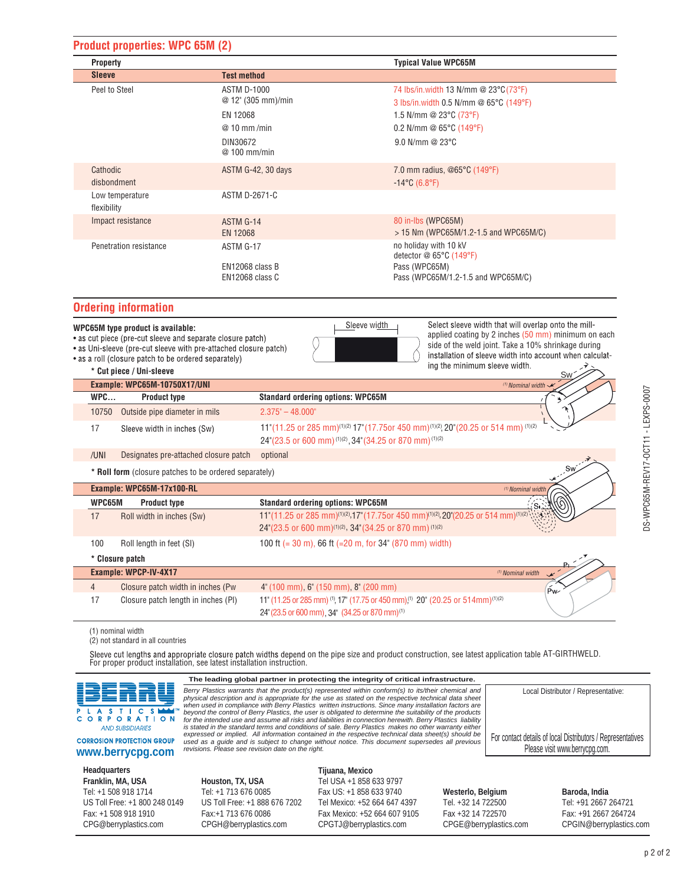## Product properties: WPC 65M (2)

| Property | | Typical Value WPC65M |
|---|---|---|
| **Sleeve** | **Test method** | |
| Peel to Steel | ASTM D-1000 @ 12" (305 mm)/min | 74 lbs/in.width 13 N/mm @ 23°C (73°F) 3 lbs/in.width 0.5 N/mm @ 65°C (149°F) |
| | EN 12068 @ 10 mm /min | 1.5 N/mm @ 23°C (73°F) 0.2 N/mm @ 65°C (149°F) |
| | DIN30672 @ 100 mm/min | 9.0 N/mm @ 23°C |
| Cathodic disbondment | ASTM G-42, 30 days | 7.0 mm radius, @65°C (149°F) |
| Low temperature flexibility | ASTM D-2671-C | -14°C (6.8°F) |
| Impact resistance | ASTM G-14 EN 12068 | 80 in-lbs (WPC65M) > 15 Nm (WPC65M/1.2-1.5 and WPC65M/C) |
| Penetration resistance | ASTM G-17 | no holiday with 10 kV detector @ 65°C (149°F) |
| | EN12068 class B | Pass (WPC65M) |
| | EN12068 class C | Pass (WPC65M/1.2-1.5 and WPC65M/C) |

## Ordering information

**WPC65M type product is available:**

- as cut piece (pre-cut sleeve and separate closure patch)
- as Uni-sleeve (pre-cut sleeve with pre-attached closure patch)
- as a roll (closure patch to be ordered separately)

Sleeve width

Select sleeve width that will overlap onto the mill-applied coating by 2 inches (50 mm) minimum on each side of the weld joint. Take a 10% shrinkage during installation of sleeve width into account when calculating the minimum sleeve width.

**\* Cut piece / Uni-sleeve**

| **Example: WPC65M-10750X17/UNI** | | |
|---|---|---|
| **WPC…** | **Product type** | **Standard ordering options: WPC65M** |
| 10750 | Outside pipe diameter in mils | 2.375" – 48.000" |
| 17 | Sleeve width in inches (Sw) | 11"(11.25 or 285 mm)(1)(2) 17"(17.75or 450 mm)(1)(2) 20"(20.25 or 514 mm) (1)(2) 24"(23.5 or 600 mm) (1)(2), 34"(34.25 or 870 mm) (1)(2) |
| /UNI | Designates pre-attached closure patch | optional |

**\* Roll form** (closure patches to be ordered separately)

| **Example: WPC65M-17x100-RL** | | |
|---|---|---|
| **WPC65M** | **Product type** | **Standard ordering options: WPC65M** |
| 17 | Roll width in inches (Sw) | 11"(11.25 or 285 mm)(1)(2), 17"(17.75or 450 mm)(1)(2), 20"(20.25 or 514 mm)(1)(2) 24"(23.5 or 600 mm)(1)(2), 34"(34.25 or 870 mm) (1)(2) |
| 100 | Roll length in feet (Sl) | 100 ft (= 30 m), 66 ft (=20 m, for 34" (870 mm) width) |

**\* Closure patch**

| **Example: WPCP-IV-4X17** | | |
|---|---|---|
| 4 | Closure patch width in inches (Pw | 4" (100 mm), 6" (150 mm), 8" (200 mm) |
| 17 | Closure patch length in inches (Pl) | 11" (11.25 or 285 mm) (1), 17" (17.75 or 450 mm),(1) 20" (20.25 or 514mm)(1)(2) 24" (23.5 or 600 mm), 34" (34.25 or 870 mm)(1) |

Sw, L, Sl, Pl, Pw, (1) Nominal width

(1) nominal width
(2) not standard in all countries

Sleeve cut lengths and appropriate closure patch widths depend on the pipe size and product construction, see latest application table AT-GIRTHWELD.
For proper product installation, see latest installation instruction.

**The leading global partner in protecting the integrity of critical infrastructure.**

*Berry Plastics warrants that the product(s) represented within conform(s) to its/their chemical and physical description and is appropriate for the use as stated on the respective technical data sheet when used in compliance with Berry Plastics written instructions. Since many installation factors are beyond the control of Berry Plastics, the user is obligated to determine the suitability of the products for the intended use and assume all risks and liabilities in connection herewith. Berry Plastics liability is stated in the standard terms and conditions of sale. Berry Plastics makes no other warranty either expressed or implied. All information contained in the respective technical data sheet(s) should be used as a guide and is subject to change without notice. This document supersedes all previous revisions. Please see revision date on the right.*

BERRY PLASTICS CORPORATION AND SUBSIDIARIES
CORROSION PROTECTION GROUP
www.berrycpg.com

Local Distributor / Representative:

For contact details of local Distributors / Representatives Please visit www.berrycpg.com.

**Headquarters**
**Franklin, MA, USA**
Tel: +1 508 918 1714
US Toll Free: +1 800 248 0149
Fax: +1 508 918 1910
CPG@berryplastics.com

**Houston, TX, USA**
Tel: +1 713 676 0085
US Toll Free: +1 888 676 7202
Fax:+1 713 676 0086
CPGH@berryplastics.com

**Tijuana, Mexico**
Tel USA +1 858 633 9797
Fax US: +1 858 633 9740
Tel Mexico: +52 664 647 4397
Fax Mexico: +52 664 607 9105
CPGTJ@berryplastics.com

**Westerlo, Belgium**
Tel. +32 14 722500
Fax +32 14 722570
CPGE@berryplastics.com

**Baroda, India**
Tel: +91 2667 264721
Fax: +91 2667 264724
CPGIN@berryplastics.com

DS-WPC65M-REV17-OCT11 - LEXPS-0007